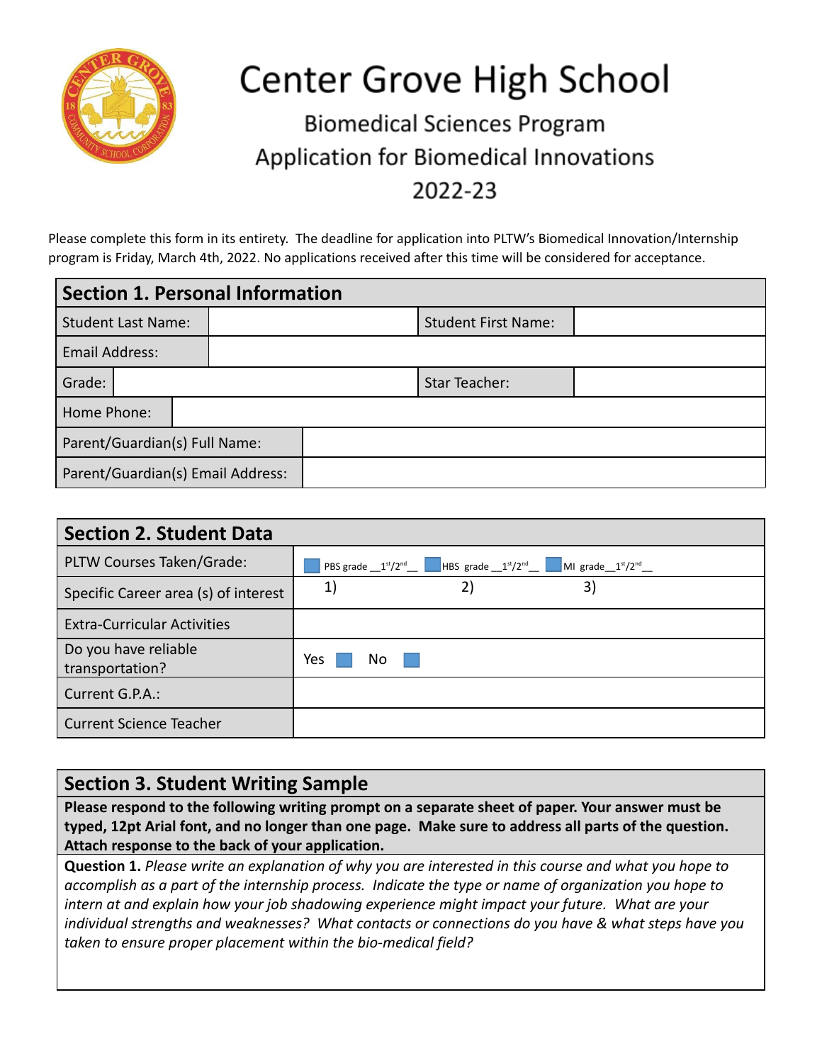# Center Grove High School

## Biomedical Sciences Program
## Application for Biomedical Innovations
## 2022-23

Please complete this form in its entirety. The deadline for application into PLTW's Biomedical Innovation/Internship program is Friday, March 4th, 2022. No applications received after this time will be considered for acceptance.

| Section 1. Personal Information | | | |
|---|---|---|---|
| Student Last Name: | | Student First Name: | |
| Email Address: | | | |
| Grade: | | Star Teacher: | |
| Home Phone: | | | |
| Parent/Guardian(s) Full Name: | | | |
| Parent/Guardian(s) Email Address: | | | |

| Section 2. Student Data | | | |
|---|---|---|---|
| PLTW Courses Taken/Grade: | ☐ PBS grade __1st/2nd__ | ☐ HBS grade __1st/2nd__ | ☐ MI grade__1st/2nd__ |
| Specific Career area (s) of interest | 1) | 2) | 3) |
| Extra-Curricular Activities | | | |
| Do you have reliable transportation? | Yes ☐ No ☐ | | |
| Current G.P.A.: | | | |
| Current Science Teacher | | | |

## Section 3. Student Writing Sample

**Please respond to the following writing prompt on a separate sheet of paper. Your answer must be typed, 12pt Arial font, and no longer than one page. Make sure to address all parts of the question. Attach response to the back of your application.**

**Question 1.** *Please write an explanation of why you are interested in this course and what you hope to accomplish as a part of the internship process. Indicate the type or name of organization you hope to intern at and explain how your job shadowing experience might impact your future. What are your individual strengths and weaknesses? What contacts or connections do you have & what steps have you taken to ensure proper placement within the bio-medical field?*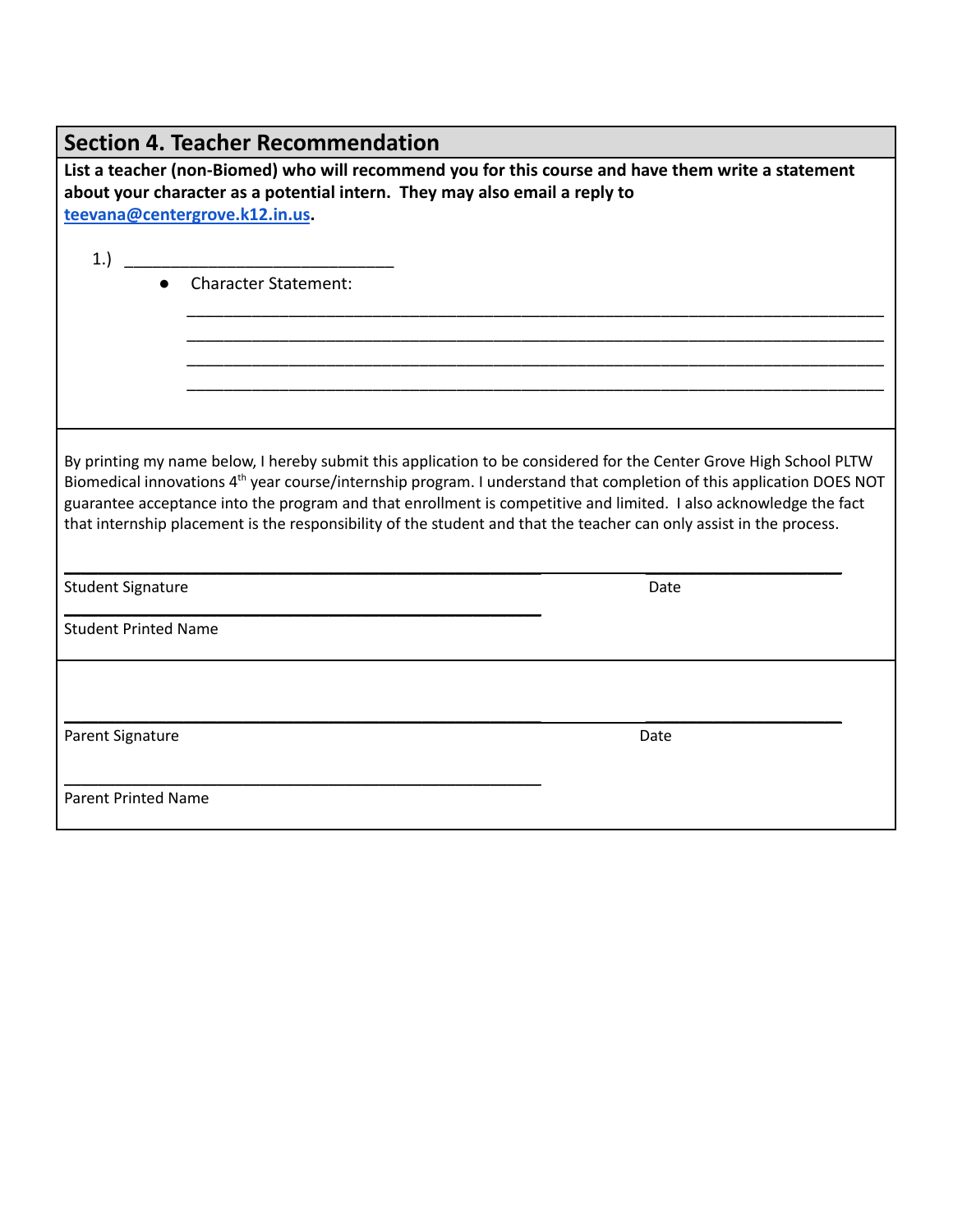## Section 4. Teacher Recommendation

**List a teacher (non-Biomed) who will recommend you for this course and have them write a statement about your character as a potential intern. They may also email a reply to [teevana@centergrove.k12.in.us](mailto:teevana@centergrove.k12.in.us).**

1.) ______________________________

- Character Statement:

  ______________________________________________________________________________
  ______________________________________________________________________________
  ______________________________________________________________________________
  ______________________________________________________________________________

By printing my name below, I hereby submit this application to be considered for the Center Grove High School PLTW Biomedical innovations 4th year course/internship program. I understand that completion of this application DOES NOT guarantee acceptance into the program and that enrollment is competitive and limited. I also acknowledge the fact that internship placement is the responsibility of the student and that the teacher can only assist in the process.

_____________________________________________________ ______________________

Student Signature Date

_____________________________________________________

Student Printed Name

_____________________________________________________ ______________________

Parent Signature Date

_____________________________________________________

Parent Printed Name